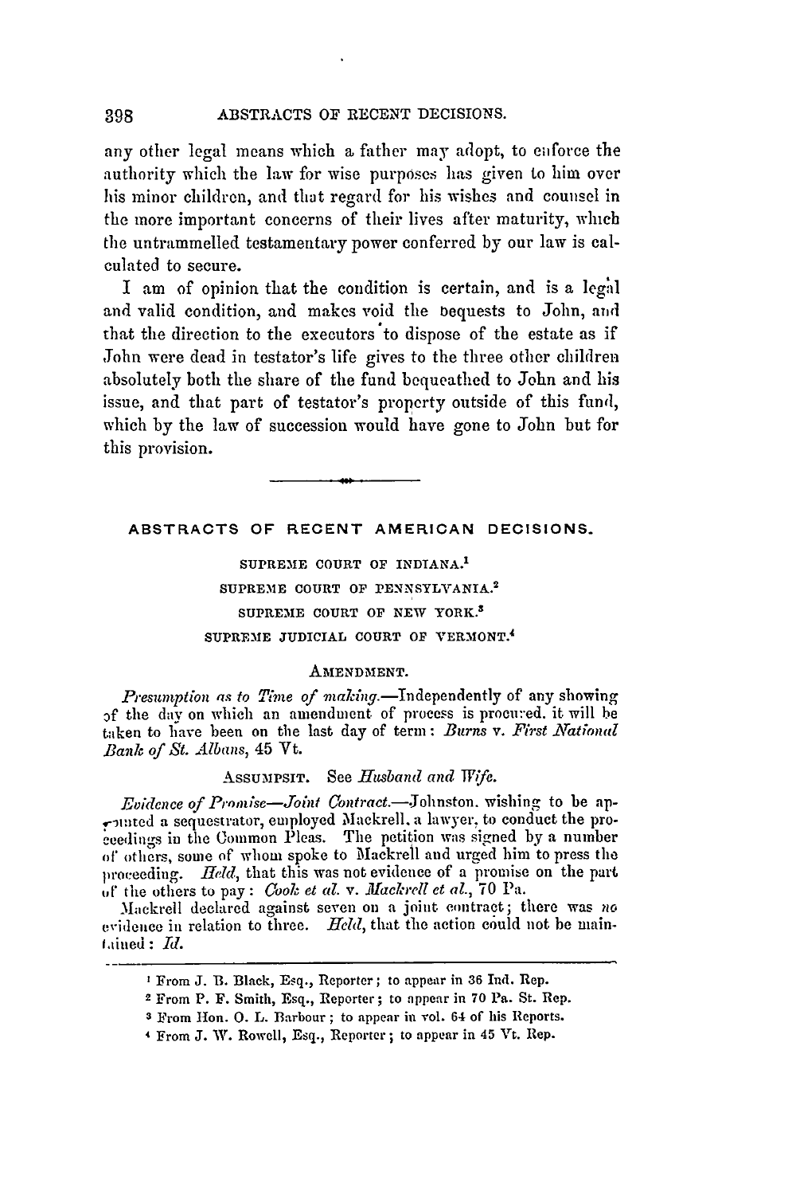any other legal means which a father may adopt, to enforce the authority which the law for wise purposes has given to him over his minor children, and that regard for his wishes and counsel in the more important concerns of their lives after maturity, which the untrammelled testamentary power conferred by our law is calculated to secure.

I am of opinion that the condition is certain, and is a legal and valid condition, and makes void the bequests to John, and that the direction to the executors to dispose of the estate as if John were dead in testator's life gives to the three other children absolutely both the share of the fund bequeathed to John and his issue, and that part of testator's property outside of this fund, which by the law of succession would have gone to John but for this provision.

---

## ABSTRACTS OF RECENT AMERICAN DECISIONS.

SUPREME COURT OF INDIANA.[1]

SUPREME COURT OF PENNSYLVANIA.[2]

SUPREME COURT OF NEW YORK.[3]

SUPREME JUDICIAL COURT OF VERMONT.[4]

### AMENDMENT.

*Presumption as to Time of making.*—Independently of any showing of the day on which an amendment of process is procured. it will be taken to have been on the last day of term: *Burns* v. *First National Bank of St. Albans*, 45 Vt.

### ASSUMPSIT. See *Husband and Wife.*

*Evidence of Promise—Joint Contract.*—Johnston. wishing to be appointed a sequestrator, employed Mackrell, a lawyer, to conduct the proceedings in the Common Pleas. The petition was signed by a number of others, some of whom spoke to Mackrell and urged him to press the proceeding. *Held*, that this was not evidence of a promise on the part of the others to pay: *Cook et al.* v. *Mackrell et al.*, 70 Pa.

Mackrell declared against seven on a joint contract; there was *no* evidence in relation to three. *Held*, that the action could not be maintained: *Id.*

---

[1] From J. B. Black, Esq., Reporter; to appear in 36 Ind. Rep.

[2] From P. F. Smith, Esq., Reporter; to appear in 70 Pa. St. Rep.

[3] From Hon. O. L. Barbour; to appear in vol. 64 of his Reports.

[4] From J. W. Rowell, Esq., Reporter; to appear in 45 Vt. Rep.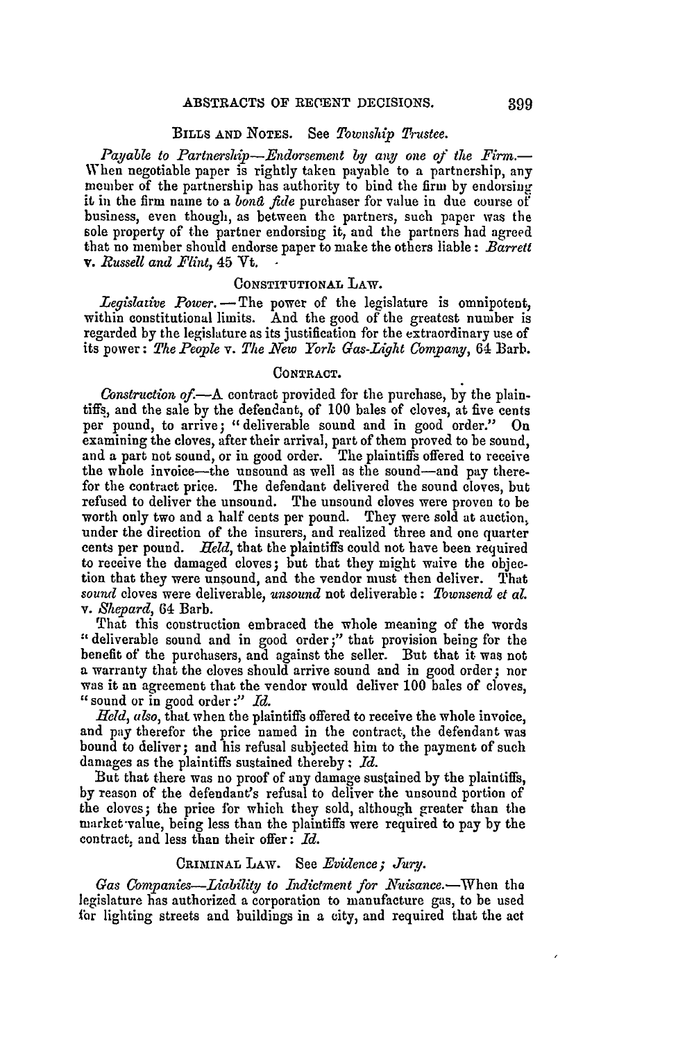BILLS AND NOTES. See *Township Trustee.*

*Payable to Partnership—Endorsement by any one of the Firm.*—When negotiable paper is rightly taken payable to a partnership, any member of the partnership has authority to bind the firm by endorsing it in the firm name to a *bonâ fide* purchaser for value in due course of business, even though, as between the partners, such paper was the sole property of the partner endorsing it, and the partners had agreed that no member should endorse paper to make the others liable: *Barrett* v. *Russell and Flint*, 45 Vt.

CONSTITUTIONAL LAW.

*Legislative Power.*—The power of the legislature is omnipotent, within constitutional limits. And the good of the greatest number is regarded by the legislature as its justification for the extraordinary use of its power: *The People* v. *The New York Gas-Light Company*, 64 Barb.

CONTRACT.

*Construction of.*—A contract provided for the purchase, by the plaintiffs, and the sale by the defendant, of 100 bales of cloves, at five cents per pound, to arrive; "deliverable sound and in good order." On examining the cloves, after their arrival, part of them proved to be sound, and a part not sound, or in good order. The plaintiffs offered to receive the whole invoice—the unsound as well as the sound—and pay therefor the contract price. The defendant delivered the sound cloves, but refused to deliver the unsound. The unsound cloves were proven to be worth only two and a half cents per pound. They were sold at auction, under the direction of the insurers, and realized three and one quarter cents per pound. *Held*, that the plaintiffs could not have been required to receive the damaged cloves; but that they might waive the objection that they were unsound, and the vendor must then deliver. That *sound* cloves were deliverable, *unsound* not deliverable: *Townsend et al.* v. *Shepard*, 64 Barb.

That this construction embraced the whole meaning of the words "deliverable sound and in good order;" that provision being for the benefit of the purchasers, and against the seller. But that it was not a warranty that the cloves should arrive sound and in good order; nor was it an agreement that the vendor would deliver 100 bales of cloves, "sound or in good order:" *Id.*

*Held, also*, that when the plaintiffs offered to receive the whole invoice, and pay therefor the price named in the contract, the defendant was bound to deliver; and his refusal subjected him to the payment of such damages as the plaintiffs sustained thereby: *Id.*

But that there was no proof of any damage sustained by the plaintiffs, by reason of the defendant's refusal to deliver the unsound portion of the cloves; the price for which they sold, although greater than the market-value, being less than the plaintiffs were required to pay by the contract, and less than their offer: *Id.*

CRIMINAL LAW. See *Evidence; Jury.*

*Gas Companies—Liability to Indictment for Nuisance.*—When the legislature has authorized a corporation to manufacture gas, to be used for lighting streets and buildings in a city, and required that the act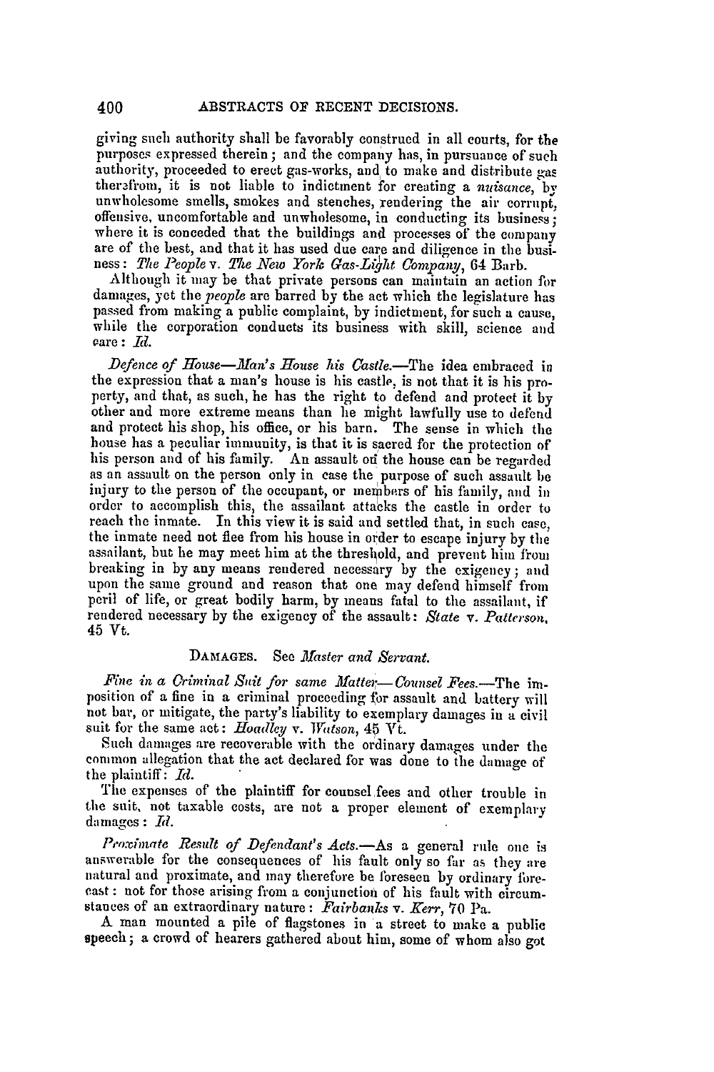giving such authority shall be favorably construed in all courts, for the purposes expressed therein; and the company has, in pursuance of such authority, proceeded to erect gas-works, and to make and distribute gas therefrom, it is not liable to indictment for creating a *nuisance*, by unwholesome smells, smokes and stenches, rendering the air corrupt, offensive, uncomfortable and unwholesome, in conducting its business; where it is conceded that the buildings and processes of the company are of the best, and that it has used due care and diligence in the business: *The People* v. *The New York Gas-Light Company*, 64 Barb.

Although it may be that private persons can maintain an action for damages, yet the *people* are barred by the act which the legislature has passed from making a public complaint, by indictment, for such a cause, while the corporation conducts its business with skill, science and care: *Id.*

*Defence of House—Man's House his Castle.*—The idea embraced in the expression that a man's house is his castle, is not that it is his property, and that, as such, he has the right to defend and protect it by other and more extreme means than he might lawfully use to defend and protect his shop, his office, or his barn. The sense in which the house has a peculiar immunity, is that it is sacred for the protection of his person and of his family. An assault on the house can be regarded as an assault on the person only in case the purpose of such assault be injury to the person of the occupant, or members of his family, and in order to accomplish this, the assailant attacks the castle in order to reach the inmate. In this view it is said and settled that, in such case, the inmate need not flee from his house in order to escape injury by the assailant, but he may meet him at the threshold, and prevent him from breaking in by any means rendered necessary by the exigency; and upon the same ground and reason that one may defend himself from peril of life, or great bodily harm, by means fatal to the assailant, if rendered necessary by the exigency of the assault: *State* v. *Patterson*, 45 Vt.

DAMAGES. See *Master and Servant.*

*Fine in a Criminal Suit for same Matter—Counsel Fees.*—The imposition of a fine in a criminal proceeding for assault and battery will not bar, or mitigate, the party's liability to exemplary damages in a civil suit for the same act: *Hoadley* v. *Watson*, 45 Vt.

Such damages are recoverable with the ordinary damages under the common allegation that the act declared for was done to the damage of the plaintiff: *Id.*

The expenses of the plaintiff for counsel fees and other trouble in the suit, not taxable costs, are not a proper element of exemplary damages: *Id.*

*Proximate Result of Defendant's Acts.*—As a general rule one is answerable for the consequences of his fault only so far as they are natural and proximate, and may therefore be foreseen by ordinary forecast: not for those arising from a conjunction of his fault with circumstances of an extraordinary nature: *Fairbanks* v. *Kerr*, 70 Pa.

A man mounted a pile of flagstones in a street to make a public speech; a crowd of hearers gathered about him, some of whom also got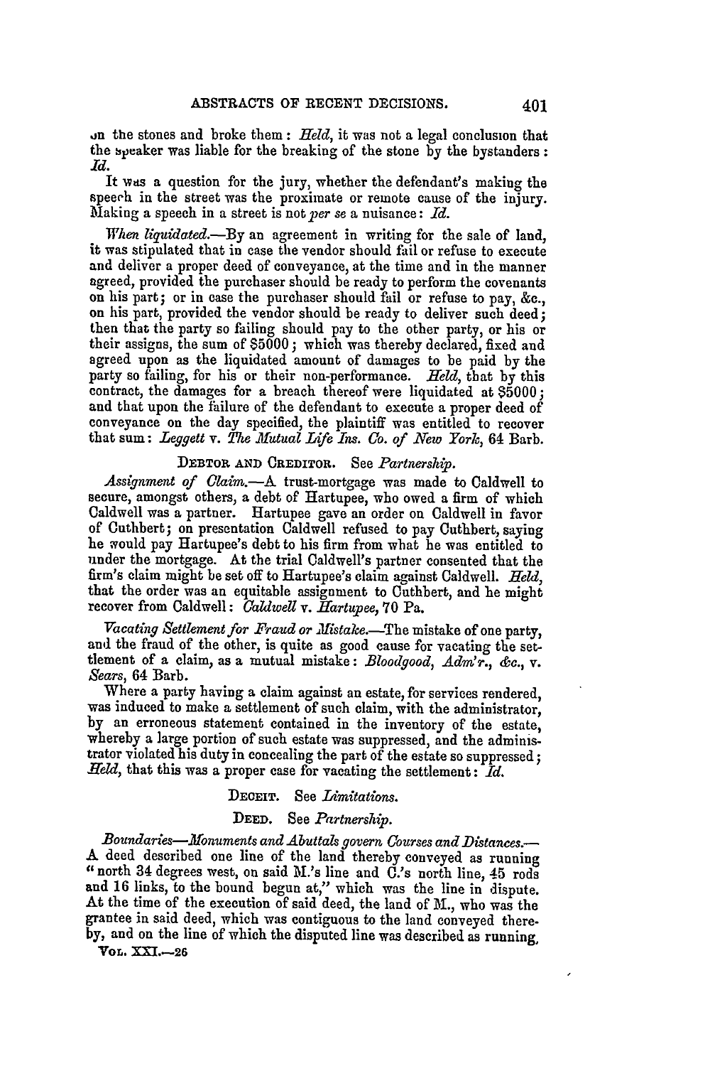on the stones and broke them: *Held*, it was not a legal conclusion that the speaker was liable for the breaking of the stone by the bystanders: *Id.*

It was a question for the jury, whether the defendant's making the speech in the street was the proximate or remote cause of the injury. Making a speech in a street is not *per se* a nuisance: *Id.*

*When liquidated.*—By an agreement in writing for the sale of land, it was stipulated that in case the vendor should fail or refuse to execute and deliver a proper deed of conveyance, at the time and in the manner agreed, provided the purchaser should be ready to perform the covenants on his part; or in case the purchaser should fail or refuse to pay, &c., on his part, provided the vendor should be ready to deliver such deed; then that the party so failing should pay to the other party, or his or their assigns, the sum of $5000; which was thereby declared, fixed and agreed upon as the liquidated amount of damages to be paid by the party so failing, for his or their non-performance. *Held*, that by this contract, the damages for a breach thereof were liquidated at $5000; and that upon the failure of the defendant to execute a proper deed of conveyance on the day specified, the plaintiff was entitled to recover that sum: *Leggett* v. *The Mutual Life Ins. Co. of New York*, 64 Barb.

DEBTOR AND CREDITOR. See *Partnership.*

*Assignment of Claim.*—A trust-mortgage was made to Caldwell to secure, amongst others, a debt of Hartupee, who owed a firm of which Caldwell was a partner. Hartupee gave an order on Caldwell in favor of Cuthbert; on presentation Caldwell refused to pay Cuthbert, saying he would pay Hartupee's debt to his firm from what he was entitled to under the mortgage. At the trial Caldwell's partner consented that the firm's claim might be set off to Hartupee's claim against Caldwell. *Held*, that the order was an equitable assignment to Cuthbert, and he might recover from Caldwell: *Caldwell* v. *Hartupee*, 70 Pa.

*Vacating Settlement for Fraud or Mistake.*—The mistake of one party, and the fraud of the other, is quite as good cause for vacating the settlement of a claim, as a mutual mistake: *Bloodgood, Adm'r., &c.*, v. *Sears*, 64 Barb.

Where a party having a claim against an estate, for services rendered, was induced to make a settlement of such claim, with the administrator, by an erroneous statement contained in the inventory of the estate, whereby a large portion of such estate was suppressed, and the administrator violated his duty in concealing the part of the estate so suppressed; *Held*, that this was a proper case for vacating the settlement: *Id.*

DECEIT. See *Limitations.*

DEED. See *Partnership.*

*Boundaries—Monuments and Abuttals govern Courses and Distances.*—A deed described one line of the land thereby conveyed as running "north 34 degrees west, on said M.'s line and C.'s north line, 45 rods and 16 links, to the bound begun at," which was the line in dispute. At the time of the execution of said deed, the land of M., who was the grantee in said deed, which was contiguous to the land conveyed thereby, and on the line of which the disputed line was described as running,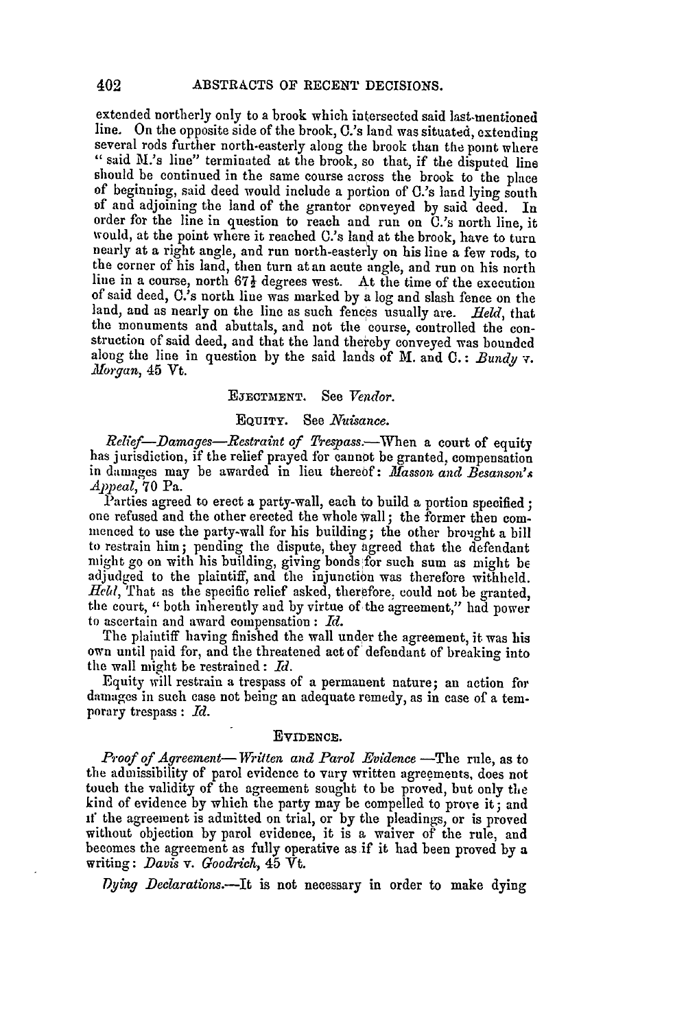extended northerly only to a brook which intersected said last-mentioned line. On the opposite side of the brook, C.'s land was situated, extending several rods further north-easterly along the brook than the point where "said M.'s line" terminated at the brook, so that, if the disputed line should be continued in the same course across the brook to the place of beginning, said deed would include a portion of C.'s land lying south of and adjoining the land of the grantor conveyed by said deed. In order for the line in question to reach and run on C.'s north line, it would, at the point where it reached C.'s land at the brook, have to turn nearly at a right angle, and run north-easterly on his line a few rods, to the corner of his land, then turn at an acute angle, and run on his north line in a course, north 67½ degrees west. At the time of the execution of said deed, C.'s north line was marked by a log and slash fence on the land, and as nearly on the line as such fences usually are. *Held*, that the monuments and abuttals, and not the course, controlled the construction of said deed, and that the land thereby conveyed was bounded along the line in question by the said lands of M. and C.: *Bundy* v. *Morgan*, 45 Vt.

EJECTMENT. See *Vendor*.

EQUITY. See *Nuisance*.

*Relief—Damages—Restraint of Trespass.*—When a court of equity has jurisdiction, if the relief prayed for cannot be granted, compensation in damages may be awarded in lieu thereof: *Masson and Besanson's Appeal*, 70 Pa.

Parties agreed to erect a party-wall, each to build a portion specified; one refused and the other erected the whole wall; the former then commenced to use the party-wall for his building; the other brought a bill to restrain him; pending the dispute, they agreed that the defendant might go on with his building, giving bonds for such sum as might be adjudged to the plaintiff, and the injunction was therefore withheld. *Held*, That as the specific relief asked, therefore, could not be granted, the court, "both inherently and by virtue of the agreement," had power to ascertain and award compensation: *Id.*

The plaintiff having finished the wall under the agreement, it was his own until paid for, and the threatened act of defendant of breaking into the wall might be restrained: *Id.*

Equity will restrain a trespass of a permanent nature; an action for damages in such case not being an adequate remedy, as in case of a temporary trespass: *Id.*

EVIDENCE.

*Proof of Agreement—Written and Parol Evidence*.—The rule, as to the admissibility of parol evidence to vary written agreements, does not touch the validity of the agreement sought to be proved, but only the kind of evidence by which the party may be compelled to prove it; and if the agreement is admitted on trial, or by the pleadings, or is proved without objection by parol evidence, it is a waiver of the rule, and becomes the agreement as fully operative as if it had been proved by a writing: *Davis* v. *Goodrich*, 45 Vt.

*Dying Declarations.*—It is not necessary in order to make dying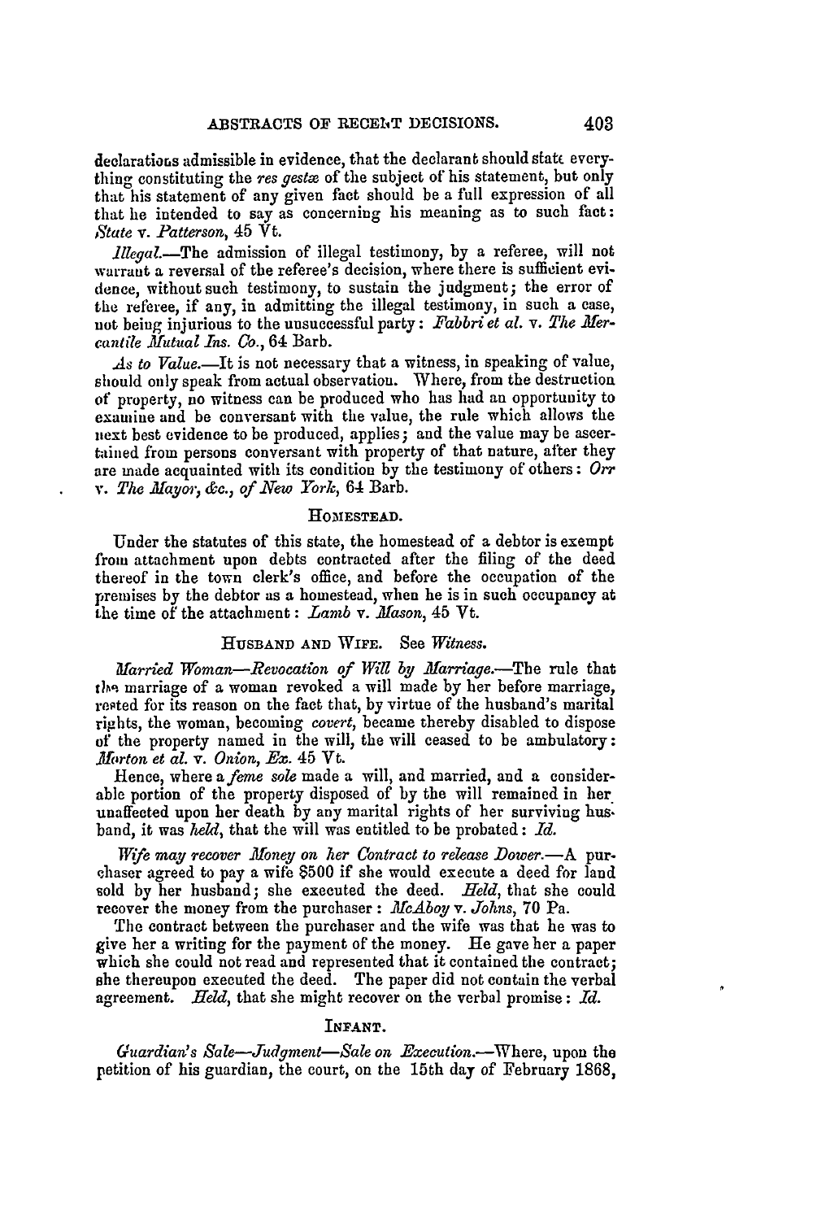declarations admissible in evidence, that the declarant should state everything constituting the *res gestæ* of the subject of his statement, but only that his statement of any given fact should be a full expression of all that he intended to say as concerning his meaning as to such fact: *State* v. *Patterson*, 45 Vt.

*Illegal.*—The admission of illegal testimony, by a referee, will not warrant a reversal of the referee's decision, where there is sufficient evidence, without such testimony, to sustain the judgment; the error of the referee, if any, in admitting the illegal testimony, in such a case, not being injurious to the unsuccessful party: *Fabbri et al.* v. *The Mercantile Mutual Ins. Co.*, 64 Barb.

*As to Value.*—It is not necessary that a witness, in speaking of value, should only speak from actual observation. Where, from the destruction of property, no witness can be produced who has had an opportunity to examine and be conversant with the value, the rule which allows the next best evidence to be produced, applies; and the value may be ascertained from persons conversant with property of that nature, after they are made acquainted with its condition by the testimony of others: *Orr* v. *The Mayor, &c., of New York*, 64 Barb.

### HOMESTEAD.

Under the statutes of this state, the homestead of a debtor is exempt from attachment upon debts contracted after the filing of the deed thereof in the town clerk's office, and before the occupation of the premises by the debtor as a homestead, when he is in such occupancy at the time of the attachment: *Lamb* v. *Mason*, 45 Vt.

### HUSBAND AND WIFE. See *Witness.*

*Married Woman—Revocation of Will by Marriage.*—The rule that the marriage of a woman revoked a will made by her before marriage, rested for its reason on the fact that, by virtue of the husband's marital rights, the woman, becoming *covert*, became thereby disabled to dispose of the property named in the will, the will ceased to be ambulatory: *Morton et al.* v. *Onion, Ex.* 45 Vt.

Hence, where a *feme sole* made a will, and married, and a considerable portion of the property disposed of by the will remained in her unaffected upon her death by any marital rights of her surviving husband, it was *held*, that the will was entitled to be probated: *Id.*

*Wife may recover Money on her Contract to release Dower.*—A purchaser agreed to pay a wife $500 if she would execute a deed for land sold by her husband; she executed the deed. *Held*, that she could recover the money from the purchaser: *McAboy* v. *Johns*, 70 Pa.

The contract between the purchaser and the wife was that he was to give her a writing for the payment of the money. He gave her a paper which she could not read and represented that it contained the contract; she thereupon executed the deed. The paper did not contain the verbal agreement. *Held*, that she might recover on the verbal promise: *Id.*

### INFANT.

*Guardian's Sale—Judgment—Sale on Execution.*—Where, upon the petition of his guardian, the court, on the 15th day of February 1868,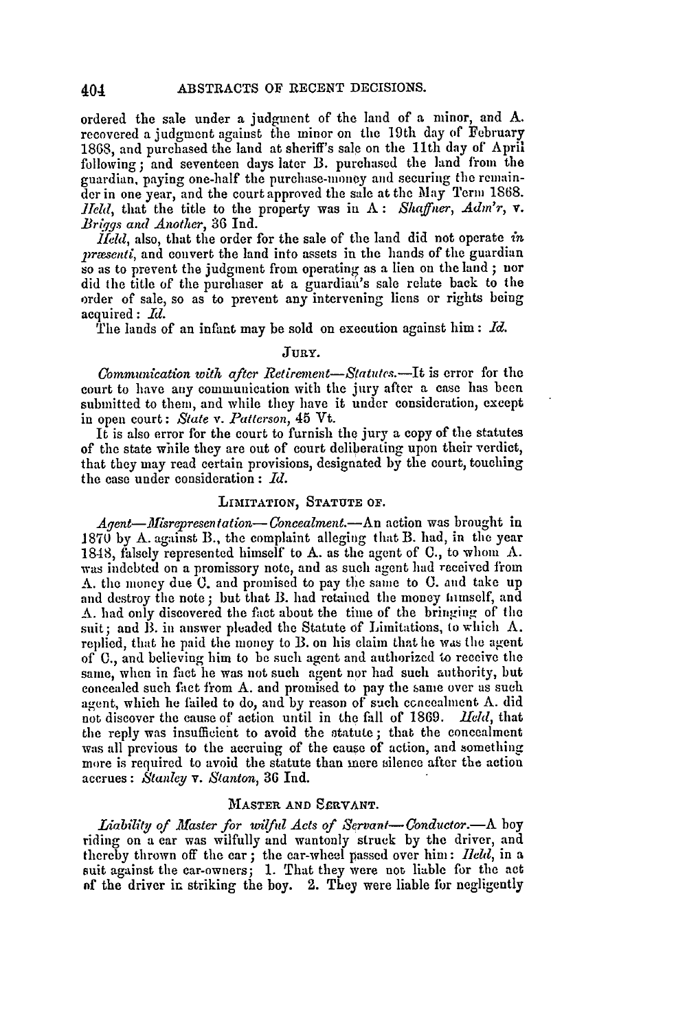ordered the sale under a judgment of the land of a minor, and A. recovered a judgment against the minor on the 19th day of February 1868, and purchased the land at sheriff's sale on the 11th day of April following; and seventeen days later B. purchased the land from the guardian, paying one-half the purchase-money and securing the remainder in one year, and the court approved the sale at the May Term 1868. *Held*, that the title to the property was in A: *Shaffner, Adm'r*, v. *Briggs and Another*, 36 Ind.

*Held*, also, that the order for the sale of the land did not operate *in præsenti*, and convert the land into assets in the hands of the guardian so as to prevent the judgment from operating as a lien on the land; nor did the title of the purchaser at a guardian's sale relate back to the order of sale, so as to prevent any intervening liens or rights being acquired: *Id.*

The lands of an infant may be sold on execution against him: *Id.*

## JURY.

*Communication with after Retirement—Statutes.*—It is error for the court to have any communication with the jury after a case has been submitted to them, and while they have it under consideration, except in open court: *State* v. *Patterson*, 45 Vt.

It is also error for the court to furnish the jury a copy of the statutes of the state while they are out of court deliberating upon their verdict, that they may read certain provisions, designated by the court, touching the case under consideration: *Id.*

## LIMITATION, STATUTE OF.

*Agent—Misrepresentation—Concealment.*—An action was brought in 1870 by A. against B., the complaint alleging that B. had, in the year 1848, falsely represented himself to A. as the agent of C., to whom A. was indebted on a promissory note, and as such agent had received from A. the money due C. and promised to pay the same to C. and take up and destroy the note; but that B. had retained the money himself, and A. had only discovered the fact about the time of the bringing of the suit; and B. in answer pleaded the Statute of Limitations, to which A. replied, that he paid the money to B. on his claim that he was the agent of C., and believing him to be such agent and authorized to receive the same, when in fact he was not such agent nor had such authority, but concealed such fact from A. and promised to pay the same over as such agent, which he failed to do, and by reason of such concealment A. did not discover the cause of action until in the fall of 1869. *Held*, that the reply was insufficient to avoid the statute; that the concealment was all previous to the accruing of the cause of action, and something more is required to avoid the statute than mere silence after the action accrues: *Stanley* v. *Stanton*, 36 Ind.

## MASTER AND SERVANT.

*Liability of Master for wilful Acts of Servant—Conductor.*—A boy riding on a car was wilfully and wantonly struck by the driver, and thereby thrown off the car; the car-wheel passed over him: *Held*, in a suit against the car-owners; 1. That they were not liable for the act of the driver in striking the boy. 2. They were liable for negligently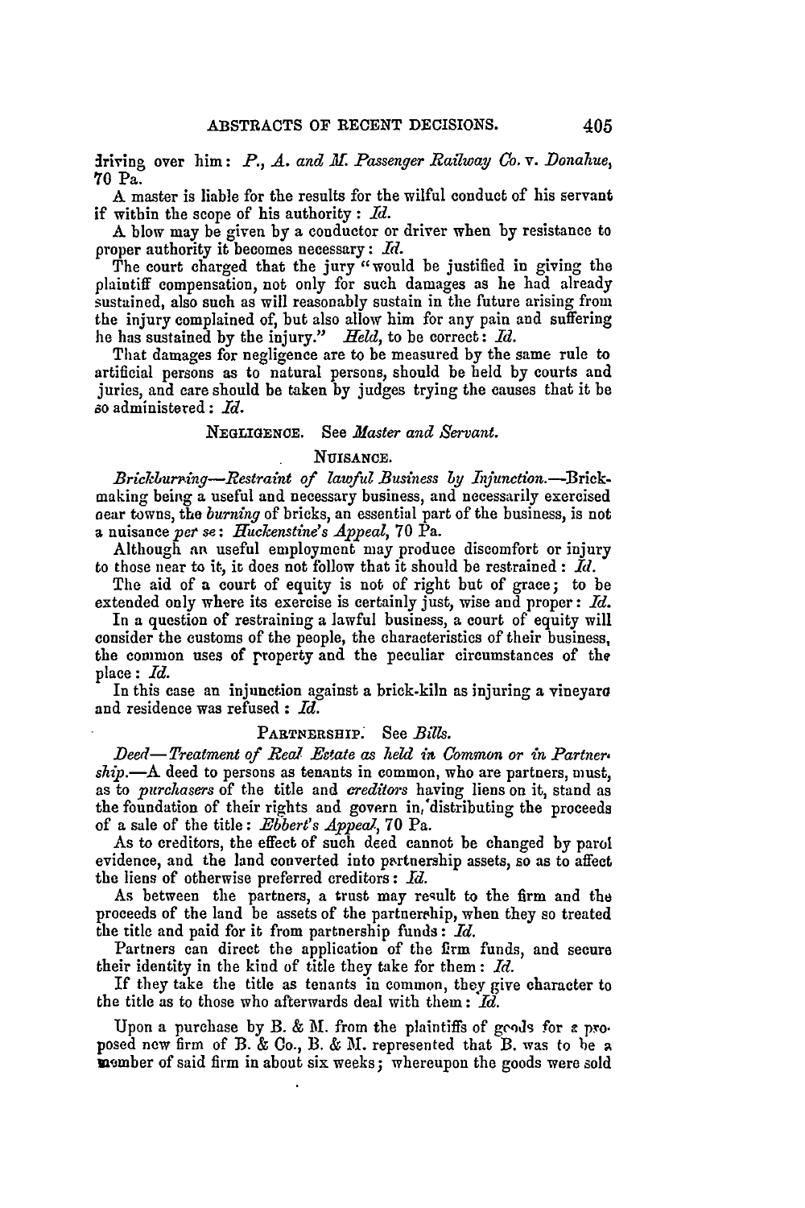driving over him: *P., A. and M. Passenger Railway Co.* v. *Donahue*, 70 Pa.

A master is liable for the results for the wilful conduct of his servant if within the scope of his authority: *Id.*

A blow may be given by a conductor or driver when by resistance to proper authority it becomes necessary: *Id.*

The court charged that the jury "would be justified in giving the plaintiff compensation, not only for such damages as he had already sustained, also such as will reasonably sustain in the future arising from the injury complained of, but also allow him for any pain and suffering he has sustained by the injury." *Held*, to be correct: *Id.*

That damages for negligence are to be measured by the same rule to artificial persons as to natural persons, should be held by courts and juries, and care should be taken by judges trying the causes that it be so administered: *Id.*

NEGLIGENCE. See *Master and Servant.*

NUISANCE.

*Brickburning—Restraint of lawful Business by Injunction.*—Brickmaking being a useful and necessary business, and necessarily exercised near towns, the *burning* of bricks, an essential part of the business, is not a nuisance *per se*: *Huckenstine's Appeal*, 70 Pa.

Although an useful employment may produce discomfort or injury to those near to it, it does not follow that it should be restrained: *Id.*

The aid of a court of equity is not of right but of grace; to be extended only where its exercise is certainly just, wise and proper: *Id.*

In a question of restraining a lawful business, a court of equity will consider the customs of the people, the characteristics of their business, the common uses of property and the peculiar circumstances of the place: *Id.*

In this case an injunction against a brick-kiln as injuring a vineyard and residence was refused: *Id.*

PARTNERSHIP. See *Bills.*

*Deed—Treatment of Real Estate as held in Common or in Partnership.*—A deed to persons as tenants in common, who are partners, must, as to *purchasers* of the title and *creditors* having liens on it, stand as the foundation of their rights and govern in distributing the proceeds of a sale of the title: *Ebbert's Appeal*, 70 Pa.

As to creditors, the effect of such deed cannot be changed by parol evidence, and the land converted into partnership assets, so as to affect the liens of otherwise preferred creditors: *Id.*

As between the partners, a trust may result to the firm and the proceeds of the land be assets of the partnership, when they so treated the title and paid for it from partnership funds: *Id.*

Partners can direct the application of the firm funds, and secure their identity in the kind of title they take for them: *Id.*

If they take the title as tenants in common, they give character to the title as to those who afterwards deal with them: *Id.*

Upon a purchase by B. & M. from the plaintiffs of goods for a proposed new firm of B. & Co., B. & M. represented that B. was to be a member of said firm in about six weeks; whereupon the goods were sold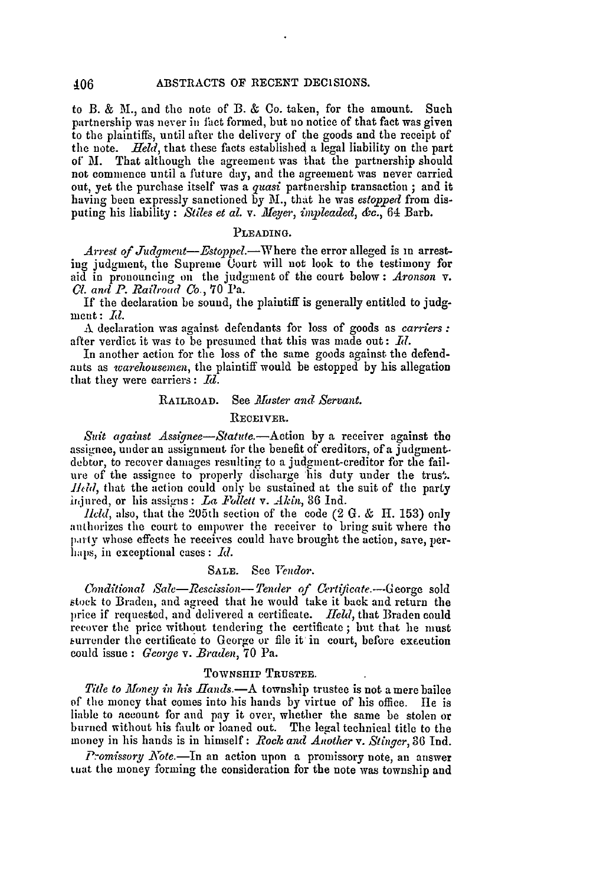to B. & M., and the note of B. & Co. taken, for the amount. Such partnership was never in fact formed, but no notice of that fact was given to the plaintiffs, until after the delivery of the goods and the receipt of the note. *Held*, that these facts established a legal liability on the part of M. That although the agreement was that the partnership should not commence until a future day, and the agreement was never carried out, yet the purchase itself was a *quasi* partnership transaction; and it having been expressly sanctioned by M., that he was *estopped* from disputing his liability: *Stiles et al.* v. *Meyer, impleaded, &c.*, 64 Barb.

### PLEADING.

*Arrest of Judgment—Estoppel.*—Where the error alleged is in arresting judgment, the Supreme Court will not look to the testimony for aid in pronouncing on the judgment of the court below: *Aronson* v. *Cl. and P. Railroad Co.*, 70 Pa.

If the declaration be sound, the plaintiff is generally entitled to judgment: *Id.*

A declaration was against defendants for loss of goods as *carriers*: after verdict it was to be presumed that this was made out: *Id.*

In another action for the loss of the same goods against the defendants as *warehousemen*, the plaintiff would be estopped by his allegation that they were carriers: *Id.*

### RAILROAD. See *Master and Servant.*

### RECEIVER.

*Suit against Assignee—Statute.*—Action by a receiver against the assignee, under an assignment for the benefit of creditors, of a judgment-debtor, to recover damages resulting to a judgment-creditor for the failure of the assignee to properly discharge his duty under the trust. *Held*, that the action could only be sustained at the suit of the party injured, or his assigns: *La Follett* v. *Akin*, 36 Ind.

*Held*, also, that the 205th section of the code (2 G. & H. 153) only authorizes the court to empower the receiver to bring suit where the party whose effects he receives could have brought the action, save, perhaps, in exceptional cases: *Id.*

### SALE. See *Vendor.*

*Conditional Sale—Rescission—Tender of Certificate.*—George sold stock to Braden, and agreed that he would take it back and return the price if requested, and delivered a certificate. *Held*, that Braden could recover the price without tendering the certificate; but that he must surrender the certificate to George or file it in court, before execution could issue: *George* v. *Braden*, 70 Pa.

### TOWNSHIP TRUSTEE.

*Title to Money in his Hands.*—A township trustee is not a mere bailee of the money that comes into his hands by virtue of his office. He is liable to account for and pay it over, whether the same be stolen or burned without his fault or loaned out. The legal technical title to the money in his hands is in himself: *Rock and Another* v. *Stinger*, 36 Ind.

*Promissory Note.*—In an action upon a promissory note, an answer that the money forming the consideration for the note was township and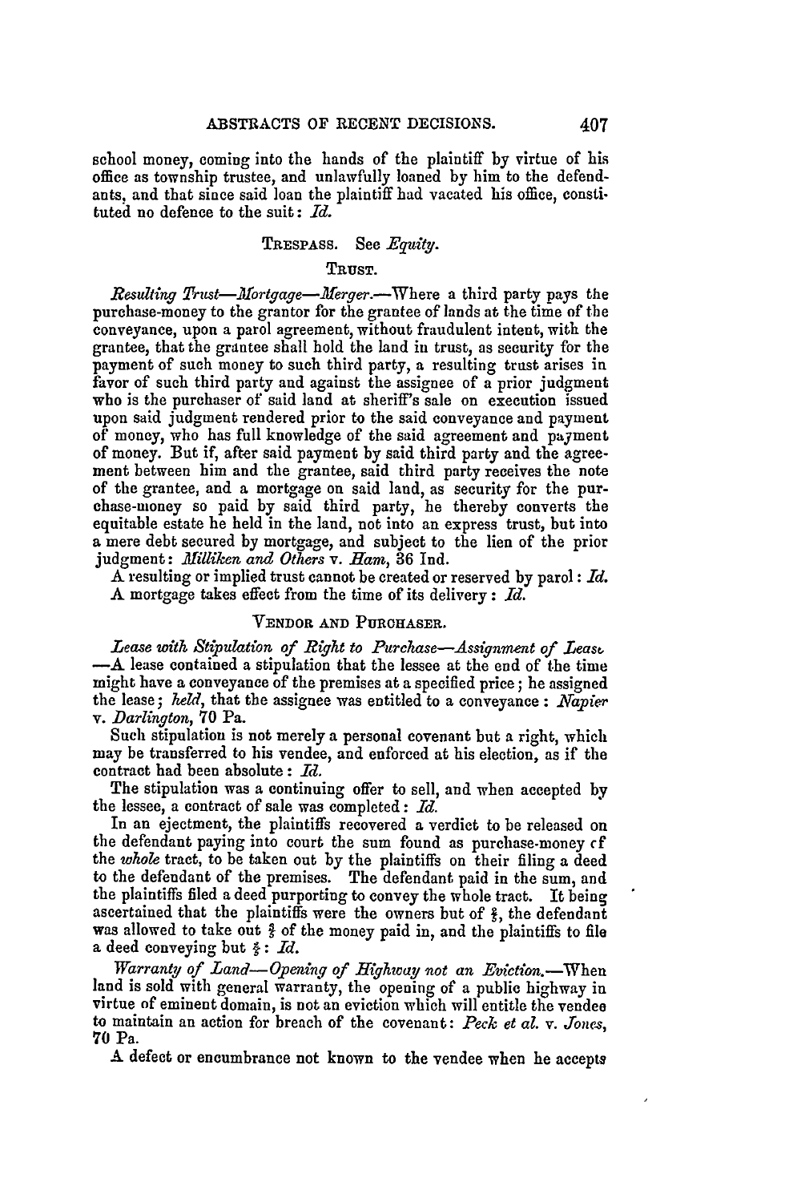school money, coming into the hands of the plaintiff by virtue of his office as township trustee, and unlawfully loaned by him to the defendants, and that since said loan the plaintiff had vacated his office, constituted no defence to the suit: *Id.*

### TRESPASS. See *Equity*.

### TRUST.

*Resulting Trust—Mortgage—Merger.*—Where a third party pays the purchase-money to the grantor for the grantee of lands at the time of the conveyance, upon a parol agreement, without fraudulent intent, with the grantee, that the grantee shall hold the land in trust, as security for the payment of such money to such third party, a resulting trust arises in favor of such third party and against the assignee of a prior judgment who is the purchaser of said land at sheriff's sale on execution issued upon said judgment rendered prior to the said conveyance and payment of money, who has full knowledge of the said agreement and payment of money. But if, after said payment by said third party and the agreement between him and the grantee, said third party receives the note of the grantee, and a mortgage on said land, as security for the purchase-money so paid by said third party, he thereby converts the equitable estate he held in the land, not into an express trust, but into a mere debt secured by mortgage, and subject to the lien of the prior judgment: *Milliken and Others* v. *Ham*, 36 Ind.

A resulting or implied trust cannot be created or reserved by parol: *Id.*

A mortgage takes effect from the time of its delivery: *Id.*

### VENDOR AND PURCHASER.

*Lease with Stipulation of Right to Purchase—Assignment of Lease*—A lease contained a stipulation that the lessee at the end of the time might have a conveyance of the premises at a specified price; he assigned the lease; *held*, that the assignee was entitled to a conveyance: *Napier* v. *Darlington*, 70 Pa.

Such stipulation is not merely a personal covenant but a right, which may be transferred to his vendee, and enforced at his election, as if the contract had been absolute: *Id.*

The stipulation was a continuing offer to sell, and when accepted by the lessee, a contract of sale was completed: *Id.*

In an ejectment, the plaintiffs recovered a verdict to be released on the defendant paying into court the sum found as purchase-money of the *whole* tract, to be taken out by the plaintiffs on their filing a deed to the defendant of the premises. The defendant paid in the sum, and the plaintiffs filed a deed purporting to convey the whole tract. It being ascertained that the plaintiffs were the owners but of $\frac{3}{5}$, the defendant was allowed to take out $\frac{2}{5}$ of the money paid in, and the plaintiffs to file a deed conveying but $\frac{3}{5}$: *Id.*

*Warranty of Land—Opening of Highway not an Eviction.*—When land is sold with general warranty, the opening of a public highway in virtue of eminent domain, is not an eviction which will entitle the vendee to maintain an action for breach of the covenant: *Peck et al.* v. *Jones*, 70 Pa.

A defect or encumbrance not known to the vendee when he accepts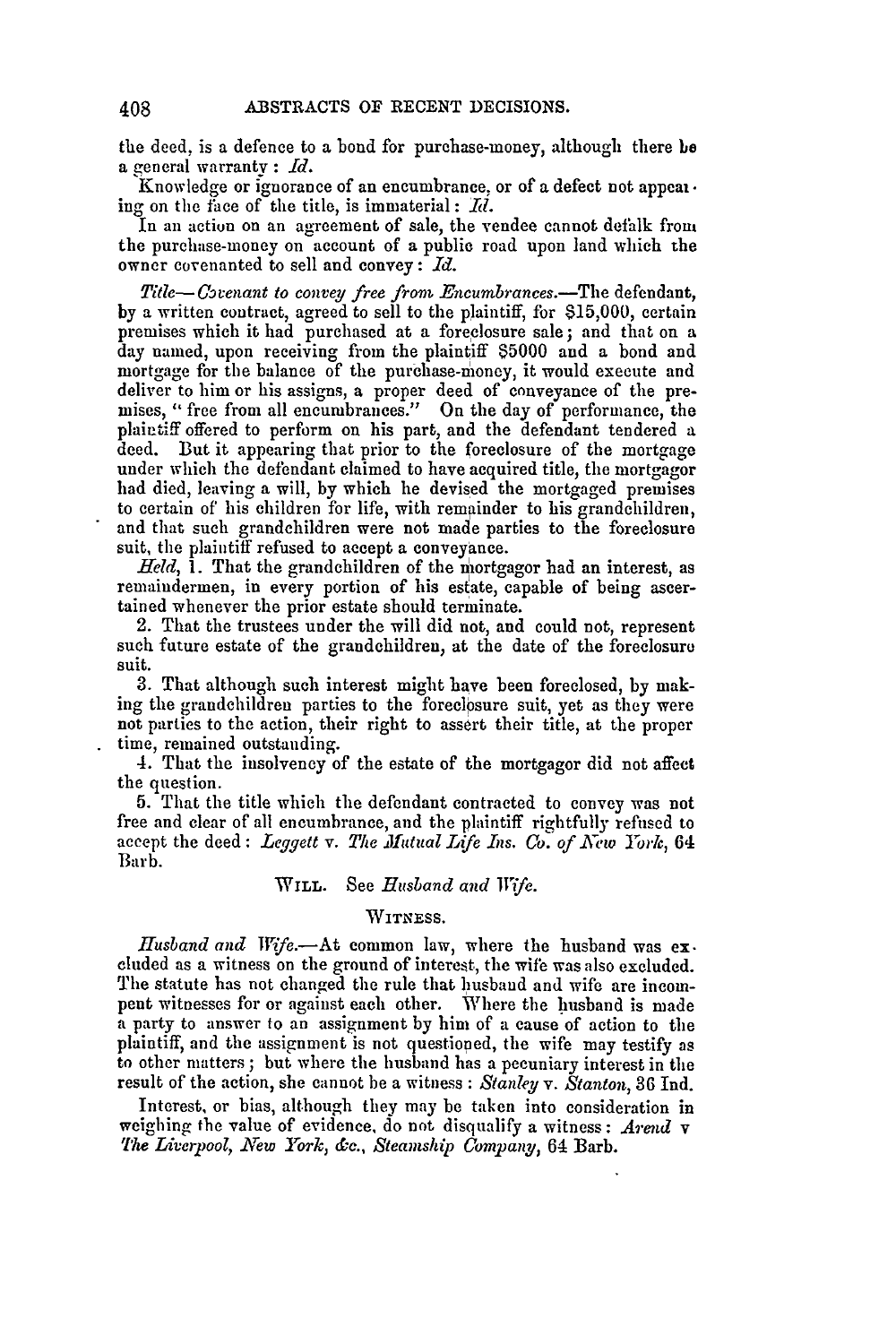the deed, is a defence to a bond for purchase-money, although there be a general warranty: *Id.*

Knowledge or ignorance of an encumbrance, or of a defect not appearing on the face of the title, is immaterial: *Id.*

In an action on an agreement of sale, the vendee cannot defalk from the purchase-money on account of a public road upon land which the owner covenanted to sell and convey: *Id.*

*Title—Covenant to convey free from Encumbrances.*—The defendant, by a written contract, agreed to sell to the plaintiff, for $15,000, certain premises which it had purchased at a foreclosure sale; and that on a day named, upon receiving from the plaintiff $5000 and a bond and mortgage for the balance of the purchase-money, it would execute and deliver to him or his assigns, a proper deed of conveyance of the premises, "free from all encumbrances." On the day of performance, the plaintiff offered to perform on his part, and the defendant tendered a deed. But it appearing that prior to the foreclosure of the mortgage under which the defendant claimed to have acquired title, the mortgagor had died, leaving a will, by which he devised the mortgaged premises to certain of his children for life, with remainder to his grandchildren, and that such grandchildren were not made parties to the foreclosure suit, the plaintiff refused to accept a conveyance.

*Held*, 1. That the grandchildren of the mortgagor had an interest, as remaindermen, in every portion of his estate, capable of being ascertained whenever the prior estate should terminate.

2. That the trustees under the will did not, and could not, represent such future estate of the grandchildren, at the date of the foreclosure suit.

3. That although such interest might have been foreclosed, by making the grandchildren parties to the foreclosure suit, yet as they were not parties to the action, their right to assert their title, at the proper time, remained outstanding.

4. That the insolvency of the estate of the mortgagor did not affect the question.

5. That the title which the defendant contracted to convey was not free and clear of all encumbrance, and the plaintiff rightfully refused to accept the deed: *Leggett* v. *The Mutual Life Ins. Co. of New York*, 64 Barb.

WILL. See *Husband and Wife.*

WITNESS.

*Husband and Wife.*—At common law, where the husband was excluded as a witness on the ground of interest, the wife was also excluded. The statute has not changed the rule that husband and wife are incompetent witnesses for or against each other. Where the husband is made a party to answer to an assignment by him of a cause of action to the plaintiff, and the assignment is not questioned, the wife may testify as to other matters; but where the husband has a pecuniary interest in the result of the action, she cannot be a witness: *Stanley* v. *Stanton*, 36 Ind.

Interest, or bias, although they may be taken into consideration in weighing the value of evidence, do not disqualify a witness: *Arend* v *The Liverpool, New York, &c., Steamship Company*, 64 Barb.